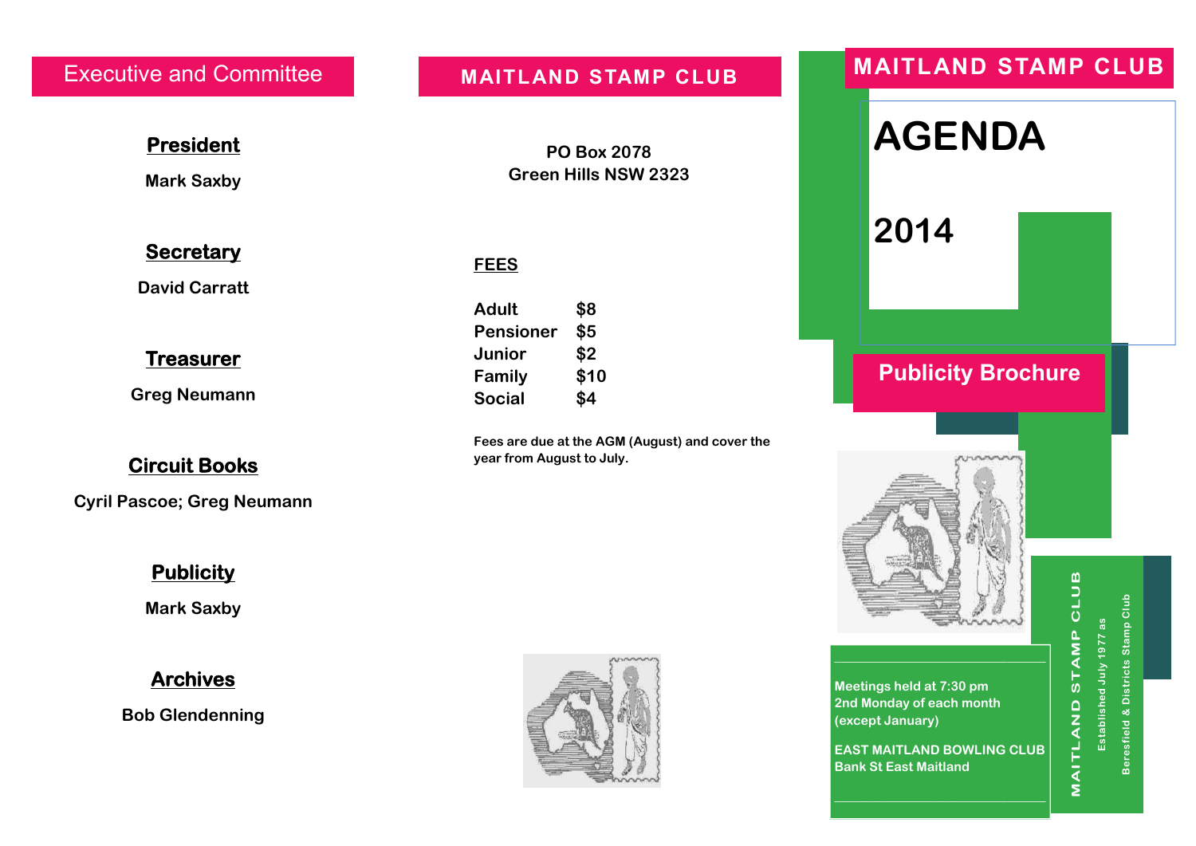## Executive and Committee

**President**

Mark Saxby

**Secretary**

David Carratt

**Treasurer**

Greg Neumann

**Circuit Books**

Cyril Pascoe; Greg Neumann

**Publicity**

Mark Saxby

**Archives**

Bob Glendenning

## MAITLAND STAMP CLUB

PO Box 2078
Green Hills NSW 2323

**FEES**

| | |
|---|---|
| Adult | $8 |
| Pensioner | $5 |
| Junior | $2 |
| Family | $10 |
| Social | $4 |

Fees are due at the AGM (August) and cover the year from August to July.

## MAITLAND STAMP CLUB

# AGENDA

# 2014

## Publicity Brochure

Meetings held at 7:30 pm
2nd Monday of each month
(except January)

EAST MAITLAND BOWLING CLUB
Bank St East Maitland

MAITLAND STAMP CLUB

Established July 1977 as
Beresfield & Districts Stamp Club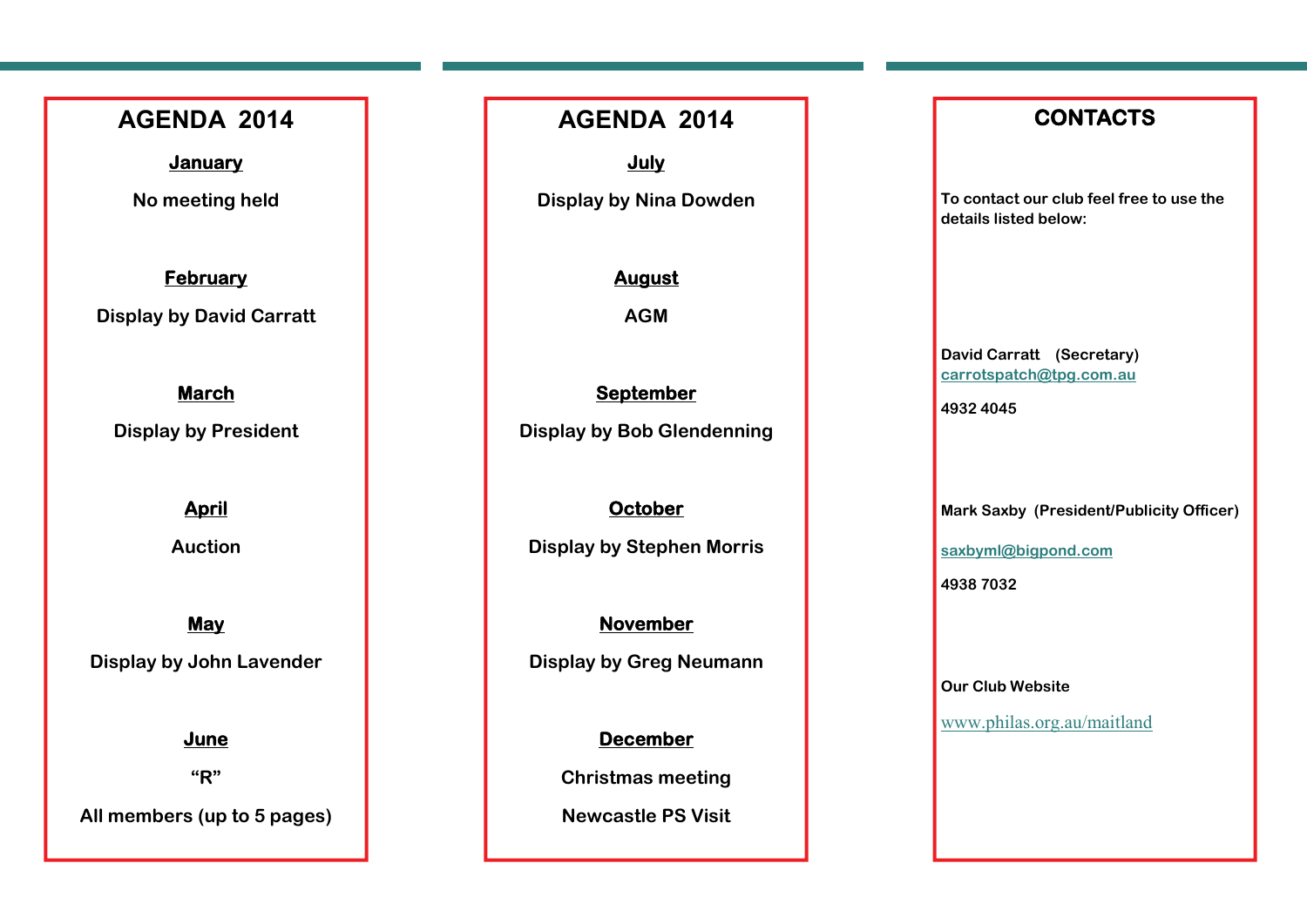# AGENDA 2014

**January**

No meeting held

**February**

Display by David Carratt

**March**

Display by President

**April**

Auction

**May**

Display by John Lavender

**June**

"R"

All members (up to 5 pages)

# AGENDA 2014

**July**

Display by Nina Dowden

**August**

AGM

**September**

Display by Bob Glendenning

**October**

Display by Stephen Morris

**November**

Display by Greg Neumann

**December**

Christmas meeting

Newcastle PS Visit

# CONTACTS

To contact our club feel free to use the details listed below:

David Carratt (Secretary)
carrotspatch@tpg.com.au

4932 4045

Mark Saxby (President/Publicity Officer)

saxbyml@bigpond.com

4938 7032

Our Club Website

www.philas.org.au/maitland